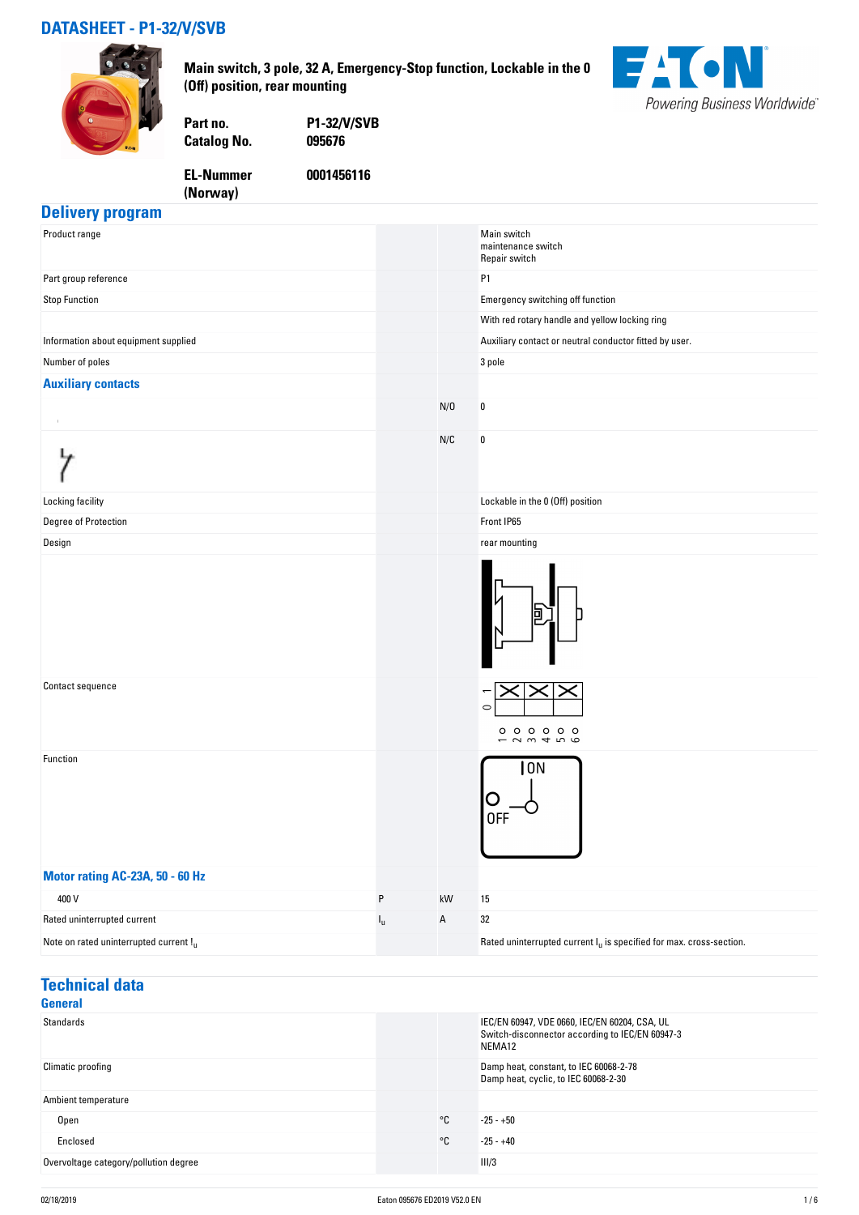# DATASHEET - P1-32/V/SVB

**Main switch, 3 pole, 32 A, Emergency-Stop function, Lockable in the 0 (Off) position, rear mounting**

| | |
|---|---|
| **Part no.** | **P1-32/V/SVB** |
| **Catalog No.** | **095676** |
| **EL-Nummer (Norway)** | **0001456116** |

## Delivery program

| | | | |
|---|---|---|---|
| Product range | | | Main switch<br>maintenance switch<br>Repair switch |
| Part group reference | | | P1 |
| Stop Function | | | Emergency switching off function |
| | | | With red rotary handle and yellow locking ring |
| Information about equipment supplied | | | Auxiliary contact or neutral conductor fitted by user. |
| Number of poles | | | 3 pole |
| **Auxiliary contacts** | | | |
| | | N/O | 0 |
| | | N/C | 0 |
| Locking facility | | | Lockable in the 0 (Off) position |
| Degree of Protection | | | Front IP65 |
| Design | | | rear mounting |
| Contact sequence | | | |
| Function | | | ON / OFF |
| **Motor rating AC-23A, 50 - 60 Hz** | | | |
| 400 V | P | kW | 15 |
| Rated uninterrupted current | $I_u$ | A | 32 |
| Note on rated uninterrupted current $I_u$ | | | Rated uninterrupted current $I_u$ is specified for max. cross-section. |

## Technical data

### General

| | | | |
|---|---|---|---|
| Standards | | | IEC/EN 60947, VDE 0660, IEC/EN 60204, CSA, UL<br>Switch-disconnector according to IEC/EN 60947-3<br>NEMA12 |
| Climatic proofing | | | Damp heat, constant, to IEC 60068-2-78<br>Damp heat, cyclic, to IEC 60068-2-30 |
| Ambient temperature | | | |
| Open | | °C | -25 - +50 |
| Enclosed | | °C | -25 - +40 |
| Overvoltage category/pollution degree | | | III/3 |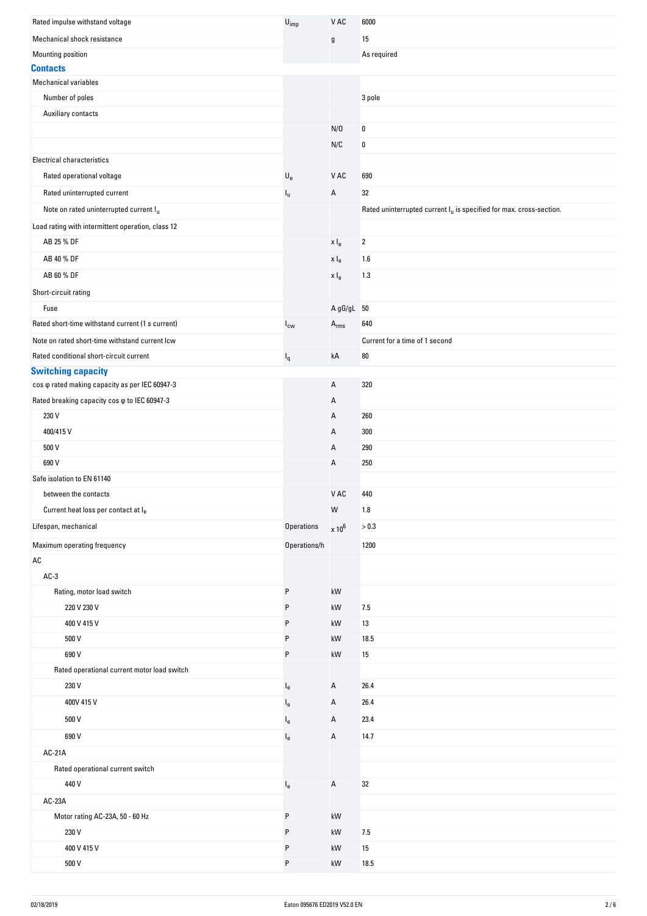| | | | |
|---|---|---|---|
| Rated impulse withstand voltage | $U_{imp}$ | V AC | 6000 |
| Mechanical shock resistance | | g | 15 |
| Mounting position | | | As required |

## Contacts

| | | | |
|---|---|---|---|
| Mechanical variables | | | |
| Number of poles | | | 3 pole |
| Auxiliary contacts | | | |
| | | N/O | 0 |
| | | N/C | 0 |
| Electrical characteristics | | | |
| Rated operational voltage | $U_e$ | V AC | 690 |
| Rated uninterrupted current | $I_u$ | A | 32 |
| Note on rated uninterrupted current $I_u$ | | | Rated uninterrupted current $I_u$ is specified for max. cross-section. |
| Load rating with intermittent operation, class 12 | | | |
| AB 25 % DF | | x $I_e$ | 2 |
| AB 40 % DF | | x $I_e$ | 1.6 |
| AB 60 % DF | | x $I_e$ | 1.3 |
| Short-circuit rating | | | |
| Fuse | | A gG/gL | 50 |
| Rated short-time withstand current (1 s current) | $I_{cw}$ | $A_{rms}$ | 640 |
| Note on rated short-time withstand current Icw | | | Current for a time of 1 second |
| Rated conditional short-circuit current | $I_q$ | kA | 80 |

## Switching capacity

| | | | |
|---|---|---|---|
| cos φ rated making capacity as per IEC 60947-3 | | A | 320 |
| Rated breaking capacity cos φ to IEC 60947-3 | | A | |
| 230 V | | A | 260 |
| 400/415 V | | A | 300 |
| 500 V | | A | 290 |
| 690 V | | A | 250 |
| Safe isolation to EN 61140 | | | |
| between the contacts | | V AC | 440 |
| Current heat loss per contact at $I_e$ | | W | 1.8 |
| Lifespan, mechanical | Operations | x $10^6$ | > 0.3 |
| Maximum operating frequency | Operations/h | | 1200 |
| AC | | | |
| AC-3 | | | |
| Rating, motor load switch | P | kW | |
| 220 V 230 V | P | kW | 7.5 |
| 400 V 415 V | P | kW | 13 |
| 500 V | P | kW | 18.5 |
| 690 V | P | kW | 15 |
| Rated operational current motor load switch | | | |
| 230 V | $I_e$ | A | 26.4 |
| 400V 415 V | $I_e$ | A | 26.4 |
| 500 V | $I_e$ | A | 23.4 |
| 690 V | $I_e$ | A | 14.7 |
| AC-21A | | | |
| Rated operational current switch | | | |
| 440 V | $I_e$ | A | 32 |
| AC-23A | | | |
| Motor rating AC-23A, 50 - 60 Hz | P | kW | |
| 230 V | P | kW | 7.5 |
| 400 V 415 V | P | kW | 15 |
| 500 V | P | kW | 18.5 |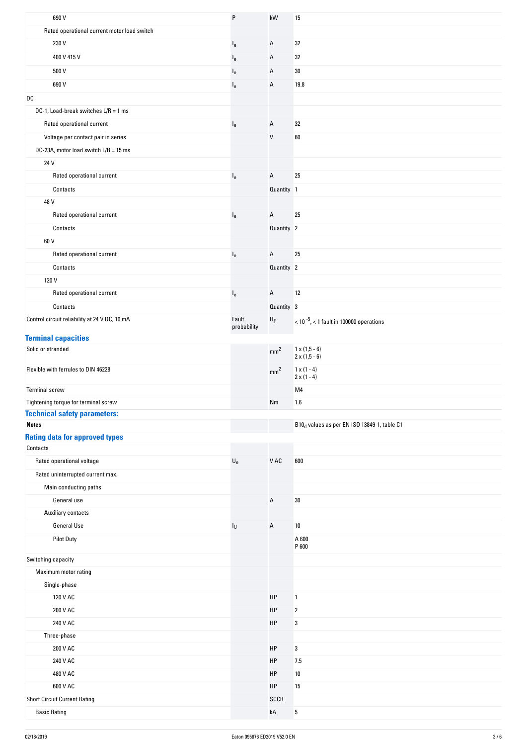| | | | |
|---|---|---|---|
| 690 V | P | kW | 15 |
| Rated operational current motor load switch | | | |
| 230 V | $I_e$ | A | 32 |
| 400 V 415 V | $I_e$ | A | 32 |
| 500 V | $I_e$ | A | 30 |
| 690 V | $I_e$ | A | 19.8 |
| DC | | | |
| DC-1, Load-break switches L/R = 1 ms | | | |
| Rated operational current | $I_e$ | A | 32 |
| Voltage per contact pair in series | | V | 60 |
| DC-23A, motor load switch L/R = 15 ms | | | |
| 24 V | | | |
| Rated operational current | $I_e$ | A | 25 |
| Contacts | | Quantity | 1 |
| 48 V | | | |
| Rated operational current | $I_e$ | A | 25 |
| Contacts | | Quantity | 2 |
| 60 V | | | |
| Rated operational current | $I_e$ | A | 25 |
| Contacts | | Quantity | 2 |
| 120 V | | | |
| Rated operational current | $I_e$ | A | 12 |
| Contacts | | Quantity | 3 |
| Control circuit reliability at 24 V DC, 10 mA | Fault probability | $H_F$ | $< 10^{-5}$, < 1 fault in 100000 operations |

## Terminal capacities

| | | | |
|---|---|---|---|
| Solid or stranded | | $mm^2$ | 1 x (1,5 - 6)<br>2 x (1,5 - 6) |
| Flexible with ferrules to DIN 46228 | | $mm^2$ | 1 x (1 - 4)<br>2 x (1 - 4) |
| Terminal screw | | | M4 |
| Tightening torque for terminal screw | | Nm | 1.6 |

## Technical safety parameters:

| | | | |
|---|---|---|---|
| **Notes** | | | $B10_d$ values as per EN ISO 13849-1, table C1 |

## Rating data for approved types

| | | | |
|---|---|---|---|
| Contacts | | | |
| Rated operational voltage | $U_e$ | V AC | 600 |
| Rated uninterrupted current max. | | | |
| Main conducting paths | | | |
| General use | | A | 30 |
| Auxiliary contacts | | | |
| General Use | $I_U$ | A | 10 |
| Pilot Duty | | | A 600<br>P 600 |
| Switching capacity | | | |
| Maximum motor rating | | | |
| Single-phase | | | |
| 120 V AC | | HP | 1 |
| 200 V AC | | HP | 2 |
| 240 V AC | | HP | 3 |
| Three-phase | | | |
| 200 V AC | | HP | 3 |
| 240 V AC | | HP | 7.5 |
| 480 V AC | | HP | 10 |
| 600 V AC | | HP | 15 |
| Short Circuit Current Rating | | SCCR | |
| Basic Rating | | kA | 5 |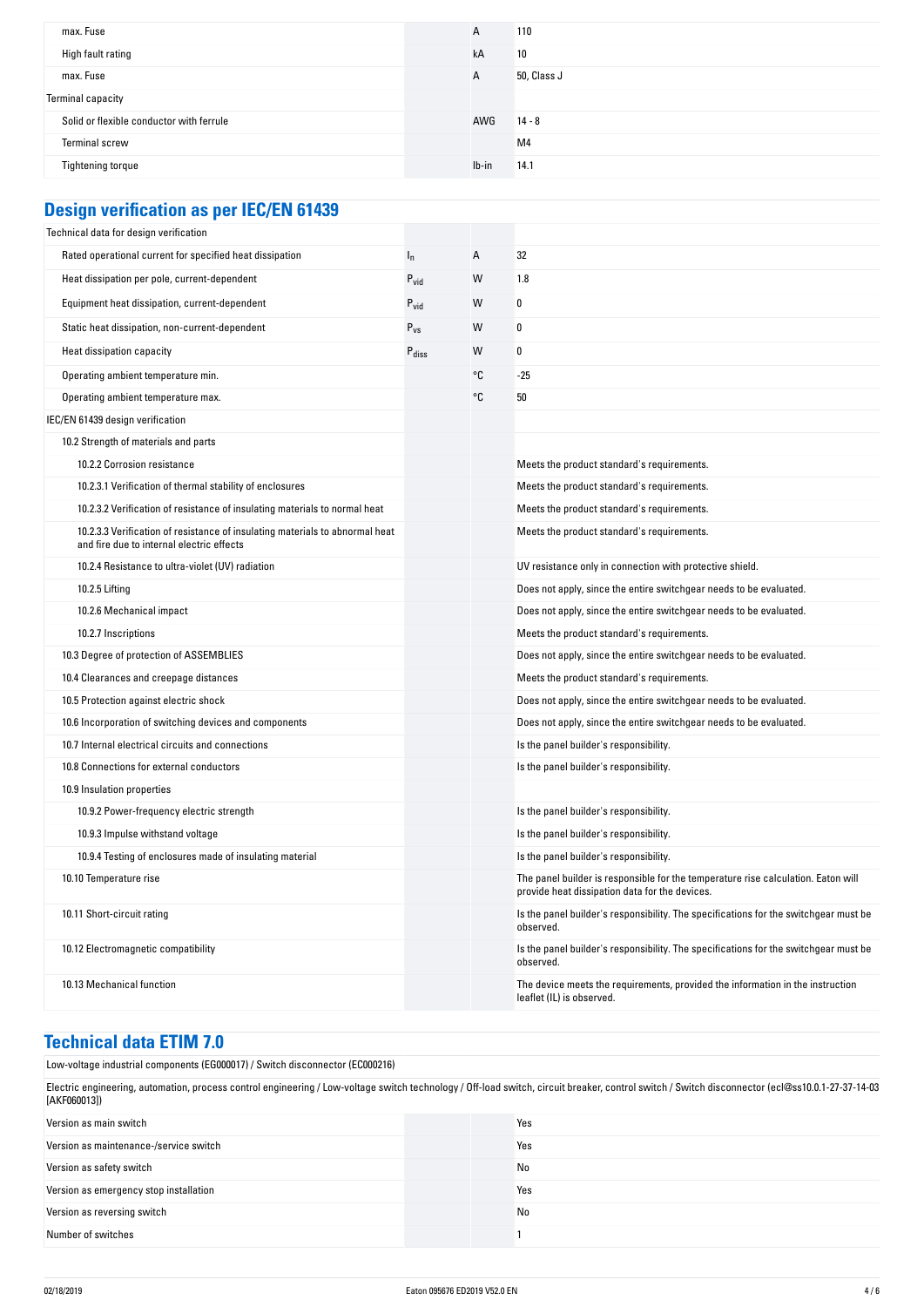| | | | |
|---|---|---|---|
| max. Fuse | | A | 110 |
| High fault rating | | kA | 10 |
| max. Fuse | | A | 50, Class J |
| Terminal capacity | | | |
| Solid or flexible conductor with ferrule | | AWG | 14 - 8 |
| Terminal screw | | | M4 |
| Tightening torque | | lb-in | 14.1 |

## Design verification as per IEC/EN 61439

| | | | |
|---|---|---|---|
| Technical data for design verification | | | |
| Rated operational current for specified heat dissipation | $I_n$ | A | 32 |
| Heat dissipation per pole, current-dependent | $P_{vid}$ | W | 1.8 |
| Equipment heat dissipation, current-dependent | $P_{vid}$ | W | 0 |
| Static heat dissipation, non-current-dependent | $P_{vs}$ | W | 0 |
| Heat dissipation capacity | $P_{diss}$ | W | 0 |
| Operating ambient temperature min. | | °C | -25 |
| Operating ambient temperature max. | | °C | 50 |
| IEC/EN 61439 design verification | | | |
| 10.2 Strength of materials and parts | | | |
| 10.2.2 Corrosion resistance | | | Meets the product standard's requirements. |
| 10.2.3.1 Verification of thermal stability of enclosures | | | Meets the product standard's requirements. |
| 10.2.3.2 Verification of resistance of insulating materials to normal heat | | | Meets the product standard's requirements. |
| 10.2.3.3 Verification of resistance of insulating materials to abnormal heat and fire due to internal electric effects | | | Meets the product standard's requirements. |
| 10.2.4 Resistance to ultra-violet (UV) radiation | | | UV resistance only in connection with protective shield. |
| 10.2.5 Lifting | | | Does not apply, since the entire switchgear needs to be evaluated. |
| 10.2.6 Mechanical impact | | | Does not apply, since the entire switchgear needs to be evaluated. |
| 10.2.7 Inscriptions | | | Meets the product standard's requirements. |
| 10.3 Degree of protection of ASSEMBLIES | | | Does not apply, since the entire switchgear needs to be evaluated. |
| 10.4 Clearances and creepage distances | | | Meets the product standard's requirements. |
| 10.5 Protection against electric shock | | | Does not apply, since the entire switchgear needs to be evaluated. |
| 10.6 Incorporation of switching devices and components | | | Does not apply, since the entire switchgear needs to be evaluated. |
| 10.7 Internal electrical circuits and connections | | | Is the panel builder's responsibility. |
| 10.8 Connections for external conductors | | | Is the panel builder's responsibility. |
| 10.9 Insulation properties | | | |
| 10.9.2 Power-frequency electric strength | | | Is the panel builder's responsibility. |
| 10.9.3 Impulse withstand voltage | | | Is the panel builder's responsibility. |
| 10.9.4 Testing of enclosures made of insulating material | | | Is the panel builder's responsibility. |
| 10.10 Temperature rise | | | The panel builder is responsible for the temperature rise calculation. Eaton will provide heat dissipation data for the devices. |
| 10.11 Short-circuit rating | | | Is the panel builder's responsibility. The specifications for the switchgear must be observed. |
| 10.12 Electromagnetic compatibility | | | Is the panel builder's responsibility. The specifications for the switchgear must be observed. |
| 10.13 Mechanical function | | | The device meets the requirements, provided the information in the instruction leaflet (IL) is observed. |

## Technical data ETIM 7.0

Low-voltage industrial components (EG000017) / Switch disconnector (EC000216)

Electric engineering, automation, process control engineering / Low-voltage switch technology / Off-load switch, circuit breaker, control switch / Switch disconnector (ecl@ss10.0.1-27-37-14-03 [AKF060013])

| | | | |
|---|---|---|---|
| Version as main switch | | | Yes |
| Version as maintenance-/service switch | | | Yes |
| Version as safety switch | | | No |
| Version as emergency stop installation | | | Yes |
| Version as reversing switch | | | No |
| Number of switches | | | 1 |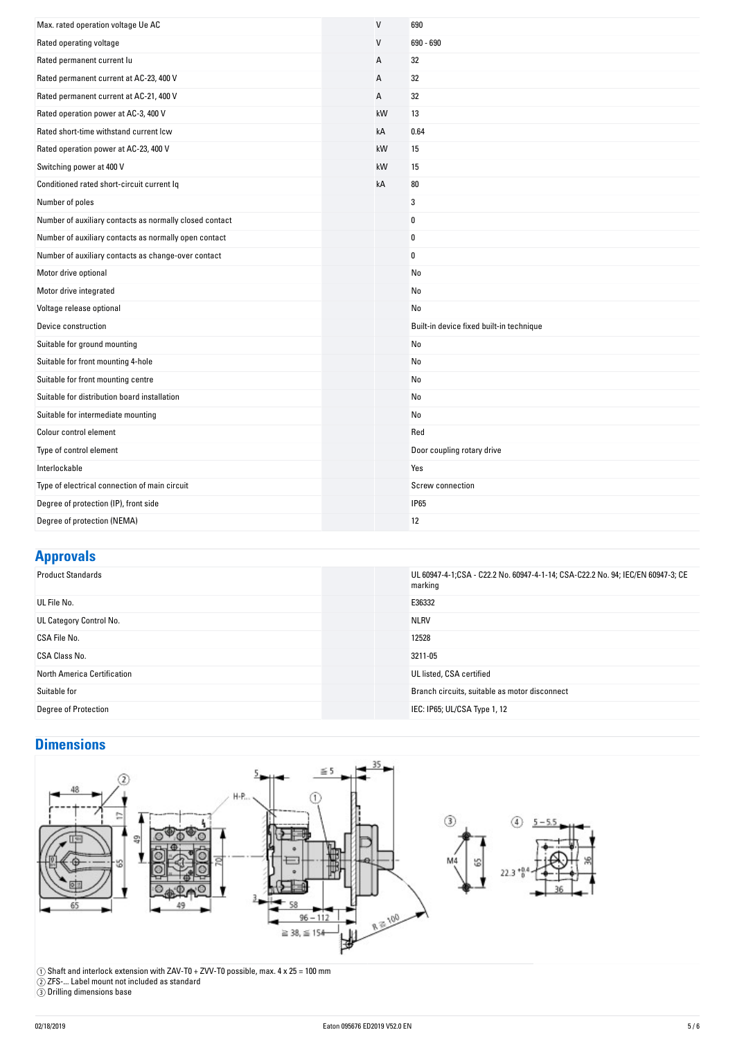| | | |
|---|---|---|
| Max. rated operation voltage Ue AC | V | 690 |
| Rated operating voltage | V | 690 - 690 |
| Rated permanent current Iu | A | 32 |
| Rated permanent current at AC-23, 400 V | A | 32 |
| Rated permanent current at AC-21, 400 V | A | 32 |
| Rated operation power at AC-3, 400 V | kW | 13 |
| Rated short-time withstand current Icw | kA | 0.64 |
| Rated operation power at AC-23, 400 V | kW | 15 |
| Switching power at 400 V | kW | 15 |
| Conditioned rated short-circuit current Iq | kA | 80 |
| Number of poles | | 3 |
| Number of auxiliary contacts as normally closed contact | | 0 |
| Number of auxiliary contacts as normally open contact | | 0 |
| Number of auxiliary contacts as change-over contact | | 0 |
| Motor drive optional | | No |
| Motor drive integrated | | No |
| Voltage release optional | | No |
| Device construction | | Built-in device fixed built-in technique |
| Suitable for ground mounting | | No |
| Suitable for front mounting 4-hole | | No |
| Suitable for front mounting centre | | No |
| Suitable for distribution board installation | | No |
| Suitable for intermediate mounting | | No |
| Colour control element | | Red |
| Type of control element | | Door coupling rotary drive |
| Interlockable | | Yes |
| Type of electrical connection of main circuit | | Screw connection |
| Degree of protection (IP), front side | | IP65 |
| Degree of protection (NEMA) | | 12 |

## Approvals

| | |
|---|---|
| Product Standards | UL 60947-4-1;CSA - C22.2 No. 60947-4-1-14; CSA-C22.2 No. 94; IEC/EN 60947-3; CE marking |
| UL File No. | E36332 |
| UL Category Control No. | NLRV |
| CSA File No. | 12528 |
| CSA Class No. | 3211-05 |
| North America Certification | UL listed, CSA certified |
| Suitable for | Branch circuits, suitable as motor disconnect |
| Degree of Protection | IEC: IP65; UL/CSA Type 1, 12 |

## Dimensions

① Shaft and interlock extension with ZAV-T0 + ZVV-T0 possible, max. 4 x 25 = 100 mm
② ZFS-... Label mount not included as standard
③ Drilling dimensions base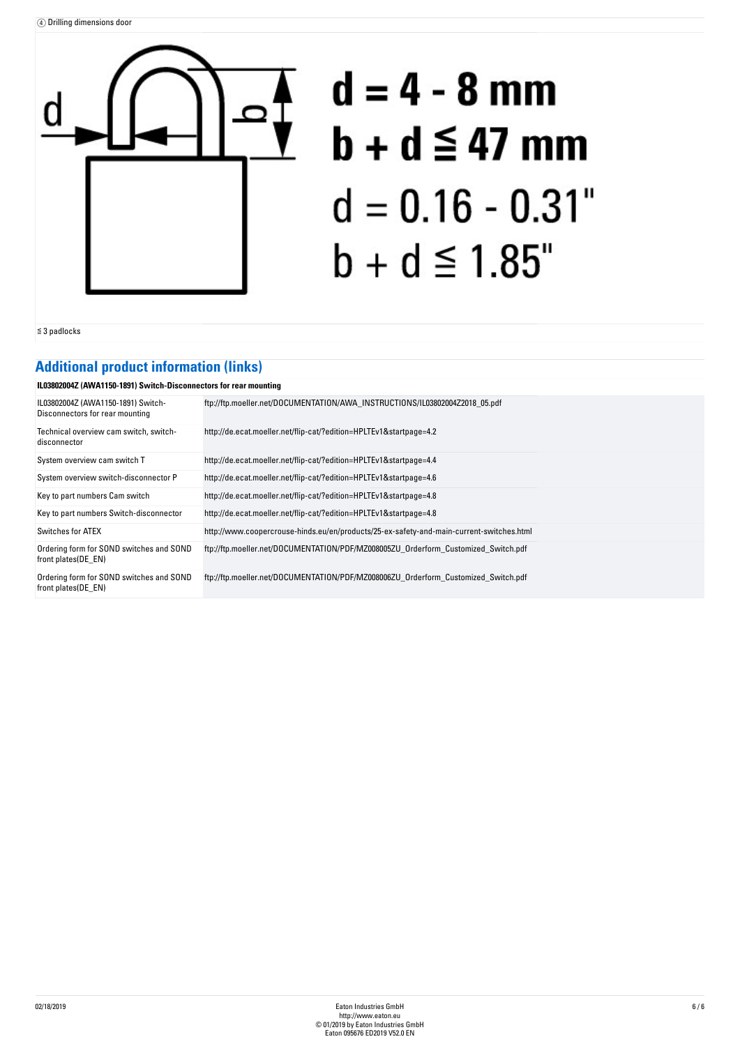④ Drilling dimensions door

d

b

$d = 4 - 8$ mm

$b + d \leqq 47$ mm

$d = 0.16 - 0.31"$

$b + d \leqq 1.85"$

≦ 3 padlocks

## Additional product information (links)

**IL03802004Z (AWA1150-1891) Switch-Disconnectors for rear mounting**

| | |
|---|---|
| IL03802004Z (AWA1150-1891) Switch-Disconnectors for rear mounting | ftp://ftp.moeller.net/DOCUMENTATION/AWA_INSTRUCTIONS/IL03802004Z2018_05.pdf |
| Technical overview cam switch, switch-disconnector | http://de.ecat.moeller.net/flip-cat/?edition=HPLTEv1&startpage=4.2 |
| System overview cam switch T | http://de.ecat.moeller.net/flip-cat/?edition=HPLTEv1&startpage=4.4 |
| System overview switch-disconnector P | http://de.ecat.moeller.net/flip-cat/?edition=HPLTEv1&startpage=4.6 |
| Key to part numbers Cam switch | http://de.ecat.moeller.net/flip-cat/?edition=HPLTEv1&startpage=4.8 |
| Key to part numbers Switch-disconnector | http://de.ecat.moeller.net/flip-cat/?edition=HPLTEv1&startpage=4.8 |
| Switches for ATEX | http://www.coopercrouse-hinds.eu/en/products/25-ex-safety-and-main-current-switches.html |
| Ordering form for SOND switches and SOND front plates(DE_EN) | ftp://ftp.moeller.net/DOCUMENTATION/PDF/MZ008005ZU_Orderform_Customized_Switch.pdf |
| Ordering form for SOND switches and SOND front plates(DE_EN) | ftp://ftp.moeller.net/DOCUMENTATION/PDF/MZ008006ZU_Orderform_Customized_Switch.pdf |